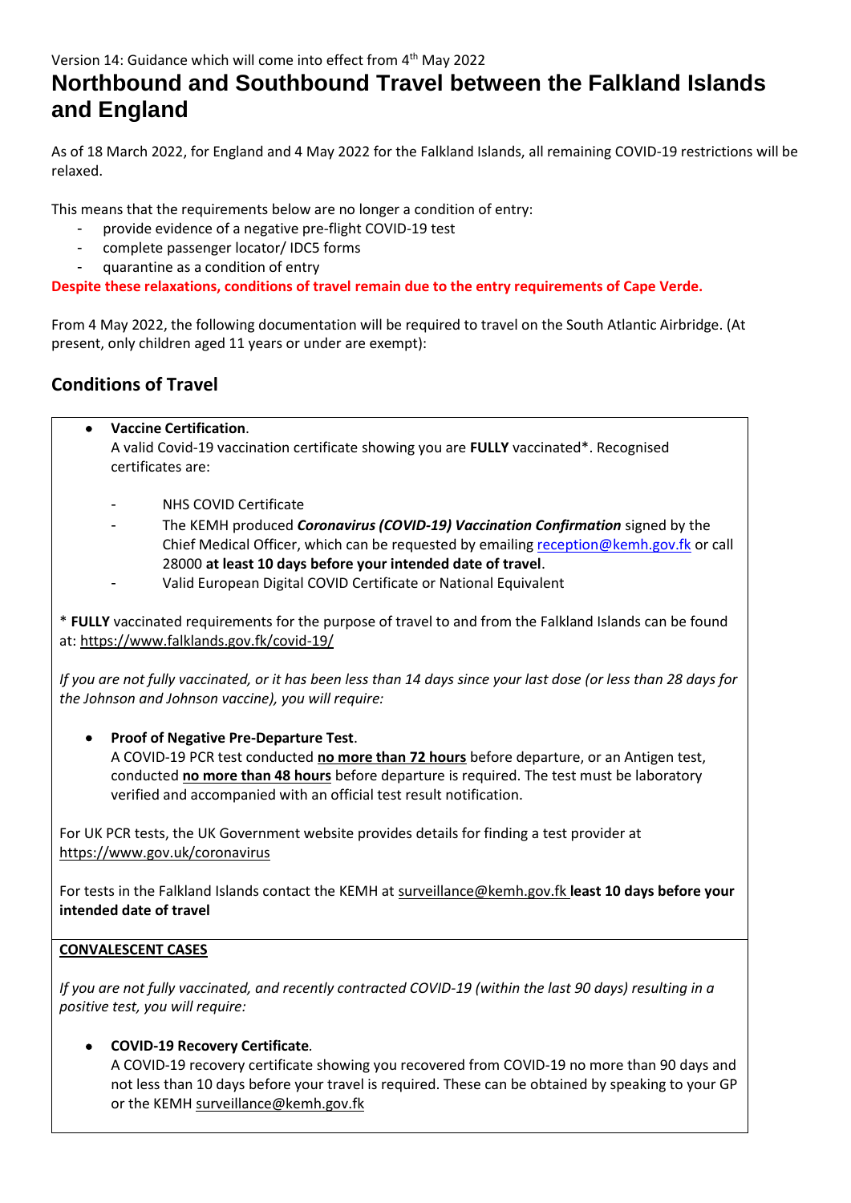Version 14: Guidance which will come into effect from 4th May 2022

# Northbound and Southbound Travel between the Falkland Islands and England

As of 18 March 2022, for England and 4 May 2022 for the Falkland Islands, all remaining COVID-19 restrictions will be relaxed.

This means that the requirements below are no longer a condition of entry:

- provide evidence of a negative pre-flight COVID-19 test
- complete passenger locator/ IDC5 forms
- quarantine as a condition of entry

**Despite these relaxations, conditions of travel remain due to the entry requirements of Cape Verde.**

From 4 May 2022, the following documentation will be required to travel on the South Atlantic Airbridge. (At present, only children aged 11 years or under are exempt):

## Conditions of Travel

- **Vaccine Certification**.
  A valid Covid-19 vaccination certificate showing you are **FULLY** vaccinated*. Recognised certificates are:
  - NHS COVID Certificate
  - The KEMH produced ***Coronavirus (COVID-19) Vaccination Confirmation*** signed by the Chief Medical Officer, which can be requested by emailing reception@kemh.gov.fk or call 28000 **at least 10 days before your intended date of travel**.
  - Valid European Digital COVID Certificate or National Equivalent

* **FULLY** vaccinated requirements for the purpose of travel to and from the Falkland Islands can be found at: https://www.falklands.gov.fk/covid-19/

*If you are not fully vaccinated, or it has been less than 14 days since your last dose (or less than 28 days for the Johnson and Johnson vaccine), you will require:*

- **Proof of Negative Pre-Departure Test**.
  A COVID-19 PCR test conducted **no more than 72 hours** before departure, or an Antigen test, conducted **no more than 48 hours** before departure is required. The test must be laboratory verified and accompanied with an official test result notification.

For UK PCR tests, the UK Government website provides details for finding a test provider at https://www.gov.uk/coronavirus

For tests in the Falkland Islands contact the KEMH at surveillance@kemh.gov.fk **least 10 days before your intended date of travel**

**CONVALESCENT CASES**

*If you are not fully vaccinated, and recently contracted COVID-19 (within the last 90 days) resulting in a positive test, you will require:*

- **COVID-19 Recovery Certificate**.
  A COVID-19 recovery certificate showing you recovered from COVID-19 no more than 90 days and not less than 10 days before your travel is required. These can be obtained by speaking to your GP or the KEMH surveillance@kemh.gov.fk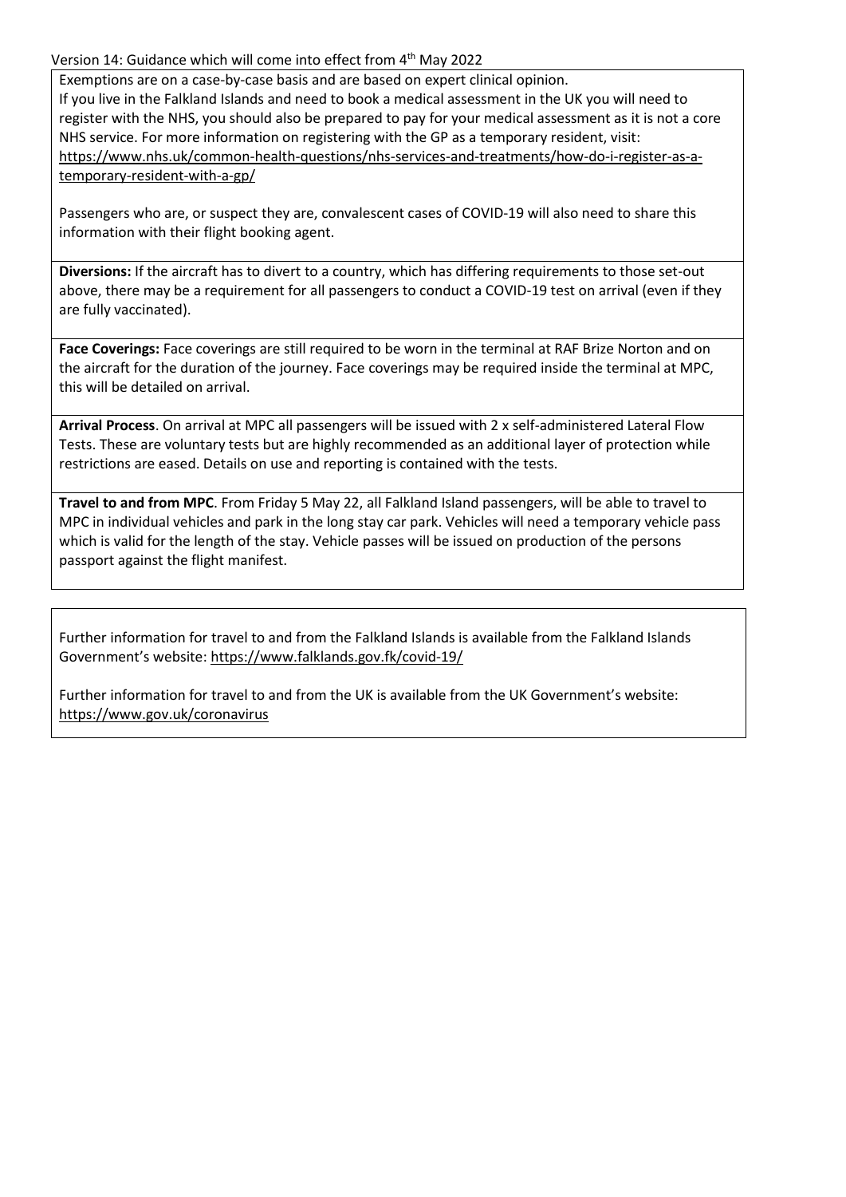Version 14: Guidance which will come into effect from 4th May 2022

Exemptions are on a case-by-case basis and are based on expert clinical opinion.
If you live in the Falkland Islands and need to book a medical assessment in the UK you will need to register with the NHS, you should also be prepared to pay for your medical assessment as it is not a core NHS service. For more information on registering with the GP as a temporary resident, visit: https://www.nhs.uk/common-health-questions/nhs-services-and-treatments/how-do-i-register-as-a-temporary-resident-with-a-gp/

Passengers who are, or suspect they are, convalescent cases of COVID-19 will also need to share this information with their flight booking agent.

**Diversions:** If the aircraft has to divert to a country, which has differing requirements to those set-out above, there may be a requirement for all passengers to conduct a COVID-19 test on arrival (even if they are fully vaccinated).

**Face Coverings:** Face coverings are still required to be worn in the terminal at RAF Brize Norton and on the aircraft for the duration of the journey. Face coverings may be required inside the terminal at MPC, this will be detailed on arrival.

**Arrival Process**. On arrival at MPC all passengers will be issued with 2 x self-administered Lateral Flow Tests. These are voluntary tests but are highly recommended as an additional layer of protection while restrictions are eased. Details on use and reporting is contained with the tests.

**Travel to and from MPC**. From Friday 5 May 22, all Falkland Island passengers, will be able to travel to MPC in individual vehicles and park in the long stay car park. Vehicles will need a temporary vehicle pass which is valid for the length of the stay. Vehicle passes will be issued on production of the persons passport against the flight manifest.

Further information for travel to and from the Falkland Islands is available from the Falkland Islands Government's website: https://www.falklands.gov.fk/covid-19/

Further information for travel to and from the UK is available from the UK Government's website: https://www.gov.uk/coronavirus